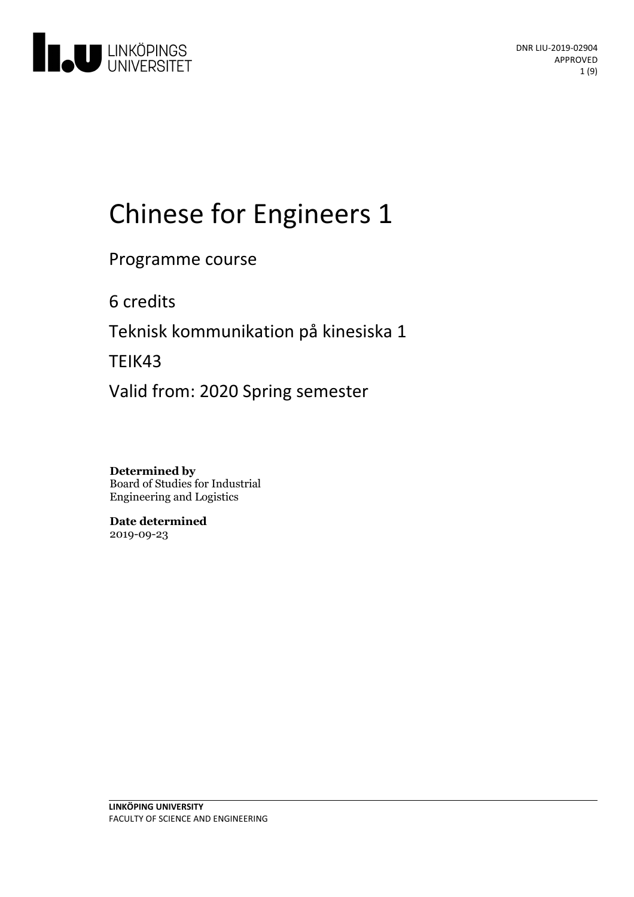DNR LIU-2019-02904
APPROVED

# Chinese for Engineers 1

Programme course

6 credits

Teknisk kommunikation på kinesiska 1

TEIK43

Valid from: 2020 Spring semester

**Determined by**
Board of Studies for Industrial Engineering and Logistics

**Date determined**
2019-09-23

**LINKÖPING UNIVERSITY**
FACULTY OF SCIENCE AND ENGINEERING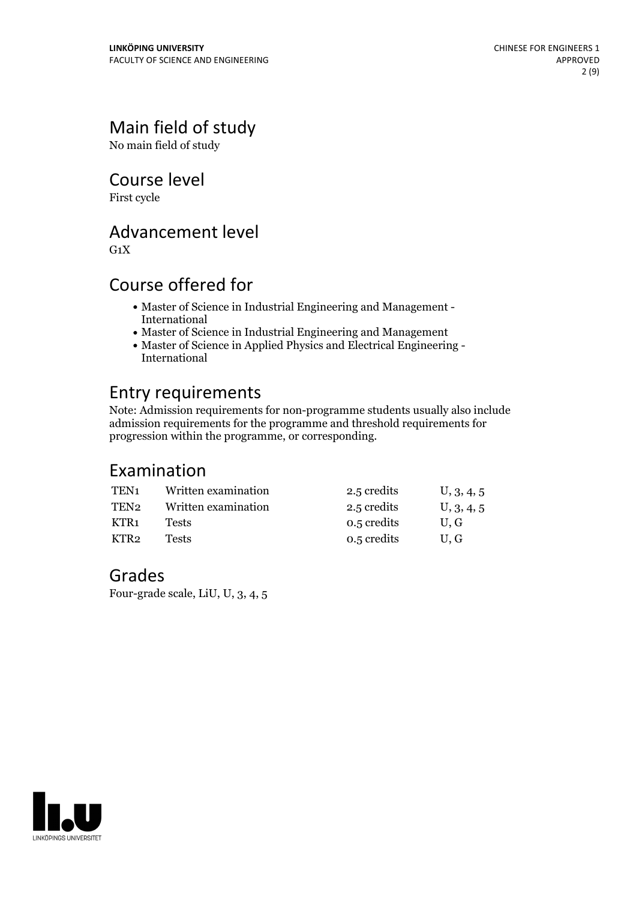## Main field of study

No main field of study

## Course level

First cycle

## Advancement level

G1X

## Course offered for

- Master of Science in Industrial Engineering and Management - International
- Master of Science in Industrial Engineering and Management
- Master of Science in Applied Physics and Electrical Engineering - International

## Entry requirements

Note: Admission requirements for non-programme students usually also include admission requirements for the programme and threshold requirements for progression within the programme, or corresponding.

## Examination

| | | | |
|---|---|---|---|
| TEN1 | Written examination | 2.5 credits | U, 3, 4, 5 |
| TEN2 | Written examination | 2.5 credits | U, 3, 4, 5 |
| KTR1 | Tests | 0.5 credits | U, G |
| KTR2 | Tests | 0.5 credits | U, G |

## Grades

Four-grade scale, LiU, U, 3, 4, 5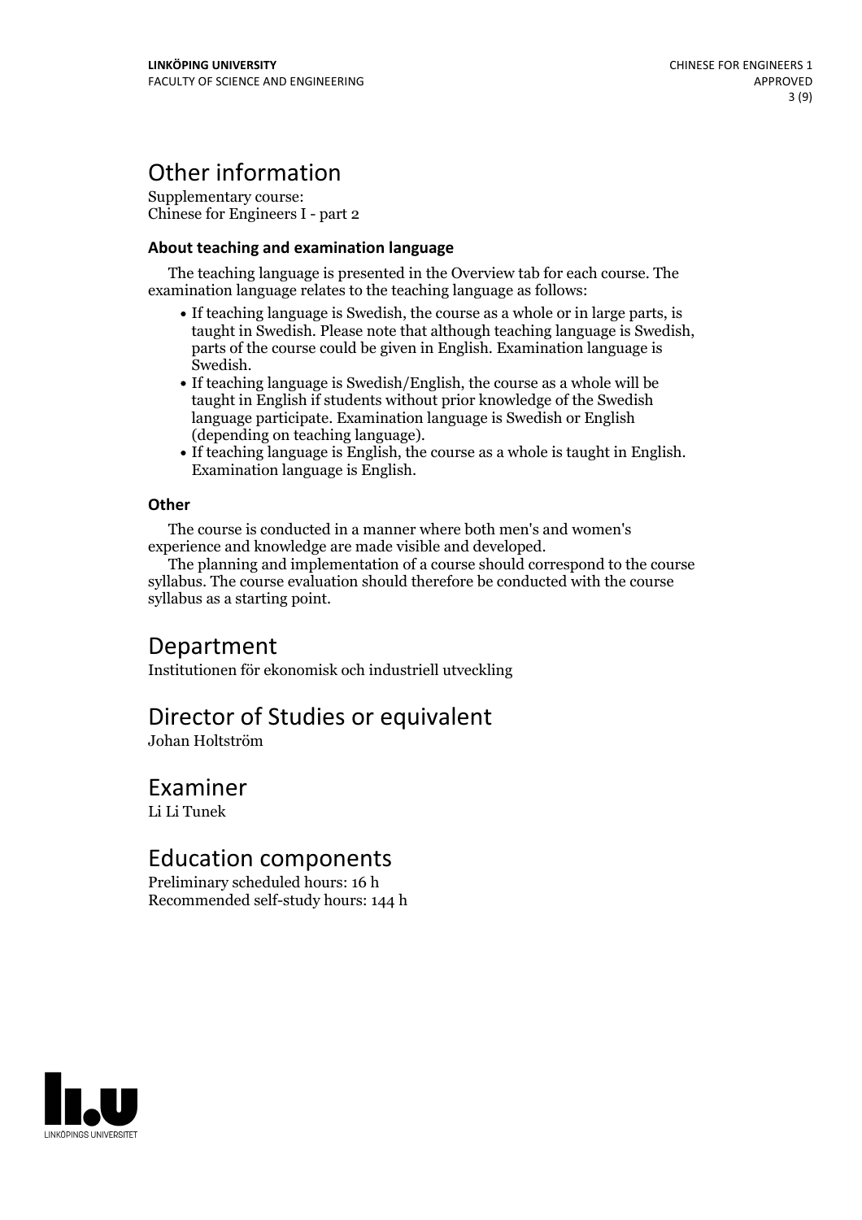# Other information

Supplementary course:
Chinese for Engineers I - part 2

### About teaching and examination language

The teaching language is presented in the Overview tab for each course. The examination language relates to the teaching language as follows:

- If teaching language is Swedish, the course as a whole or in large parts, is taught in Swedish. Please note that although teaching language is Swedish, parts of the course could be given in English. Examination language is Swedish.
- If teaching language is Swedish/English, the course as a whole will be taught in English if students without prior knowledge of the Swedish language participate. Examination language is Swedish or English (depending on teaching language).
- If teaching language is English, the course as a whole is taught in English. Examination language is English.

### Other

The course is conducted in a manner where both men's and women's experience and knowledge are made visible and developed.

The planning and implementation of a course should correspond to the course syllabus. The course evaluation should therefore be conducted with the course syllabus as a starting point.

# Department

Institutionen för ekonomisk och industriell utveckling

# Director of Studies or equivalent

Johan Holtström

# Examiner

Li Li Tunek

# Education components

Preliminary scheduled hours: 16 h
Recommended self-study hours: 144 h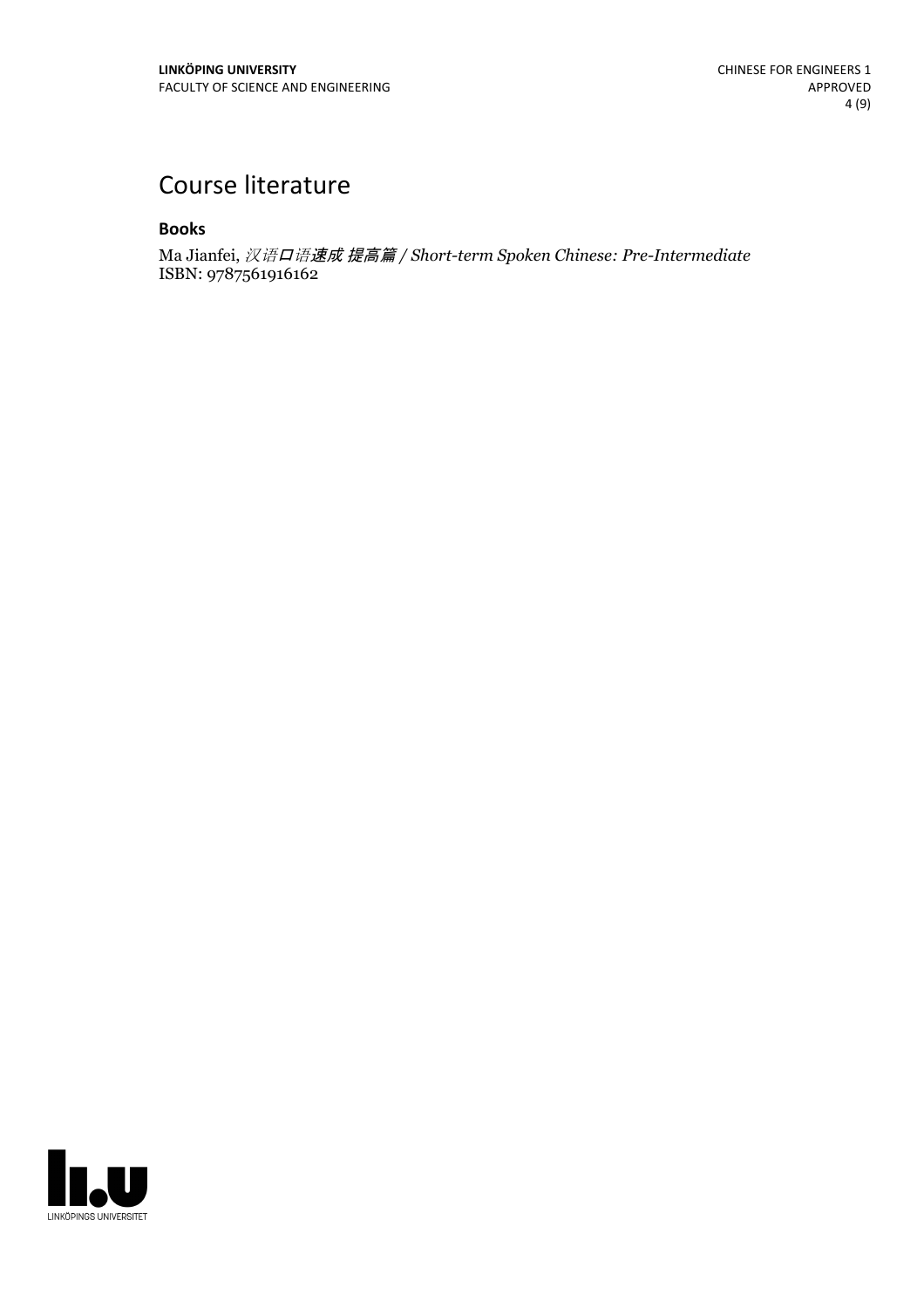# Course literature

### Books

Ma Jianfei, *汉语口语速成 提高篇 / Short-term Spoken Chinese: Pre-Intermediate*
ISBN: 9787561916162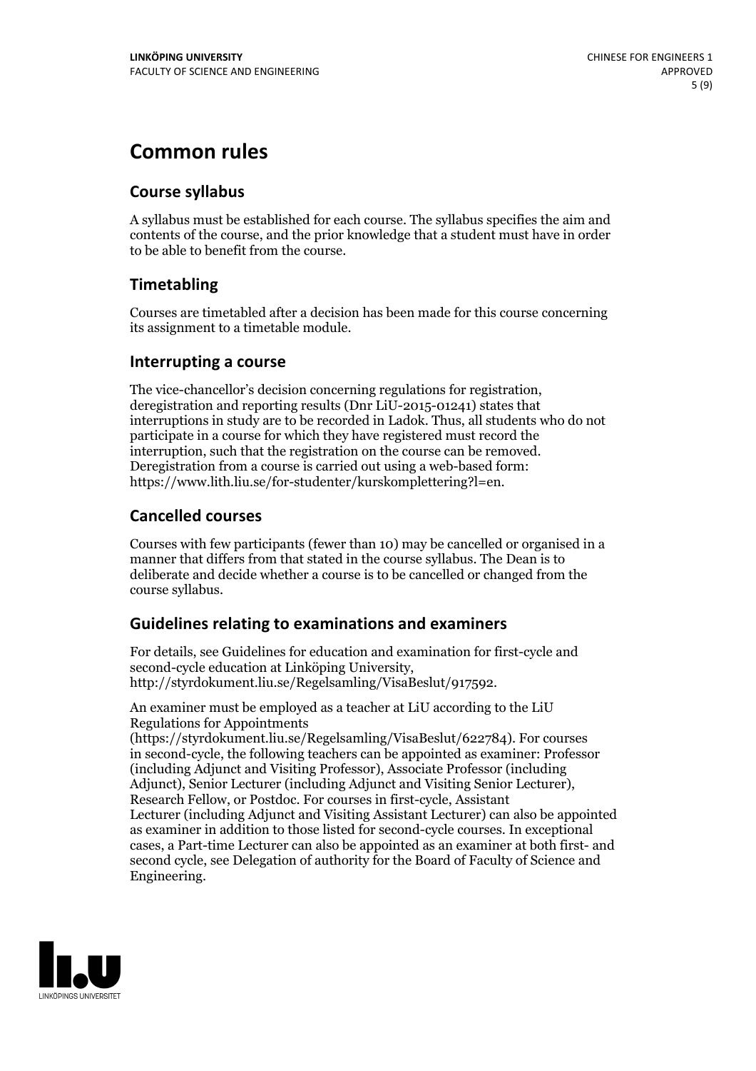# Common rules

## Course syllabus

A syllabus must be established for each course. The syllabus specifies the aim and contents of the course, and the prior knowledge that a student must have in order to be able to benefit from the course.

## Timetabling

Courses are timetabled after a decision has been made for this course concerning its assignment to a timetable module.

## Interrupting a course

The vice-chancellor's decision concerning regulations for registration, deregistration and reporting results (Dnr LiU-2015-01241) states that interruptions in study are to be recorded in Ladok. Thus, all students who do not participate in a course for which they have registered must record the interruption, such that the registration on the course can be removed. Deregistration from a course is carried out using a web-based form: https://www.lith.liu.se/for-studenter/kurskomplettering?l=en.

## Cancelled courses

Courses with few participants (fewer than 10) may be cancelled or organised in a manner that differs from that stated in the course syllabus. The Dean is to deliberate and decide whether a course is to be cancelled or changed from the course syllabus.

## Guidelines relating to examinations and examiners

For details, see Guidelines for education and examination for first-cycle and second-cycle education at Linköping University, http://styrdokument.liu.se/Regelsamling/VisaBeslut/917592.

An examiner must be employed as a teacher at LiU according to the LiU Regulations for Appointments (https://styrdokument.liu.se/Regelsamling/VisaBeslut/622784). For courses in second-cycle, the following teachers can be appointed as examiner: Professor (including Adjunct and Visiting Professor), Associate Professor (including Adjunct), Senior Lecturer (including Adjunct and Visiting Senior Lecturer), Research Fellow, or Postdoc. For courses in first-cycle, Assistant Lecturer (including Adjunct and Visiting Assistant Lecturer) can also be appointed as examiner in addition to those listed for second-cycle courses. In exceptional cases, a Part-time Lecturer can also be appointed as an examiner at both first- and second cycle, see Delegation of authority for the Board of Faculty of Science and Engineering.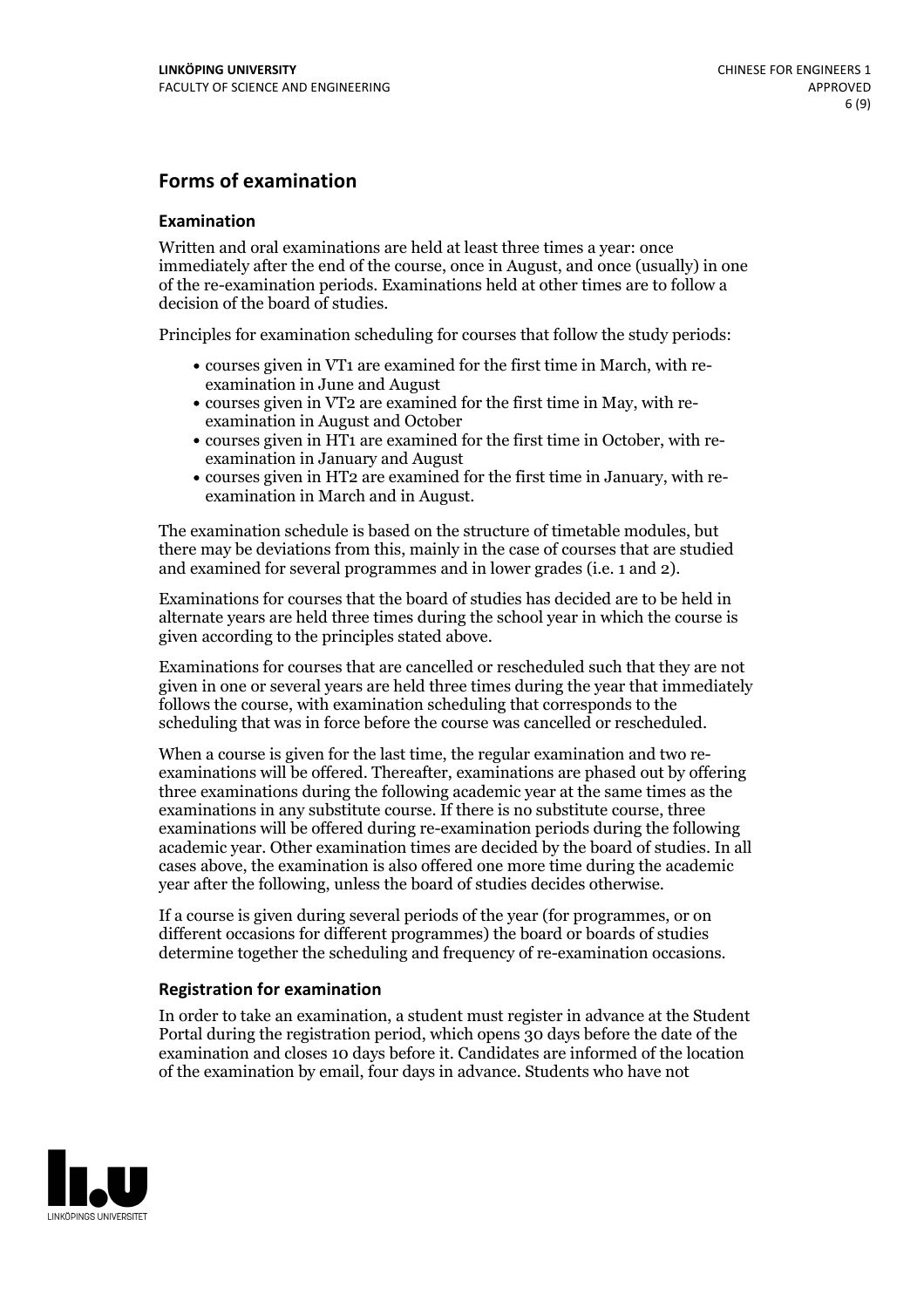## Forms of examination

### Examination

Written and oral examinations are held at least three times a year: once immediately after the end of the course, once in August, and once (usually) in one of the re-examination periods. Examinations held at other times are to follow a decision of the board of studies.

Principles for examination scheduling for courses that follow the study periods:

- courses given in VT1 are examined for the first time in March, with re-examination in June and August
- courses given in VT2 are examined for the first time in May, with re-examination in August and October
- courses given in HT1 are examined for the first time in October, with re-examination in January and August
- courses given in HT2 are examined for the first time in January, with re-examination in March and in August.

The examination schedule is based on the structure of timetable modules, but there may be deviations from this, mainly in the case of courses that are studied and examined for several programmes and in lower grades (i.e. 1 and 2).

Examinations for courses that the board of studies has decided are to be held in alternate years are held three times during the school year in which the course is given according to the principles stated above.

Examinations for courses that are cancelled or rescheduled such that they are not given in one or several years are held three times during the year that immediately follows the course, with examination scheduling that corresponds to the scheduling that was in force before the course was cancelled or rescheduled.

When a course is given for the last time, the regular examination and two re-examinations will be offered. Thereafter, examinations are phased out by offering three examinations during the following academic year at the same times as the examinations in any substitute course. If there is no substitute course, three examinations will be offered during re-examination periods during the following academic year. Other examination times are decided by the board of studies. In all cases above, the examination is also offered one more time during the academic year after the following, unless the board of studies decides otherwise.

If a course is given during several periods of the year (for programmes, or on different occasions for different programmes) the board or boards of studies determine together the scheduling and frequency of re-examination occasions.

### Registration for examination

In order to take an examination, a student must register in advance at the Student Portal during the registration period, which opens 30 days before the date of the examination and closes 10 days before it. Candidates are informed of the location of the examination by email, four days in advance. Students who have not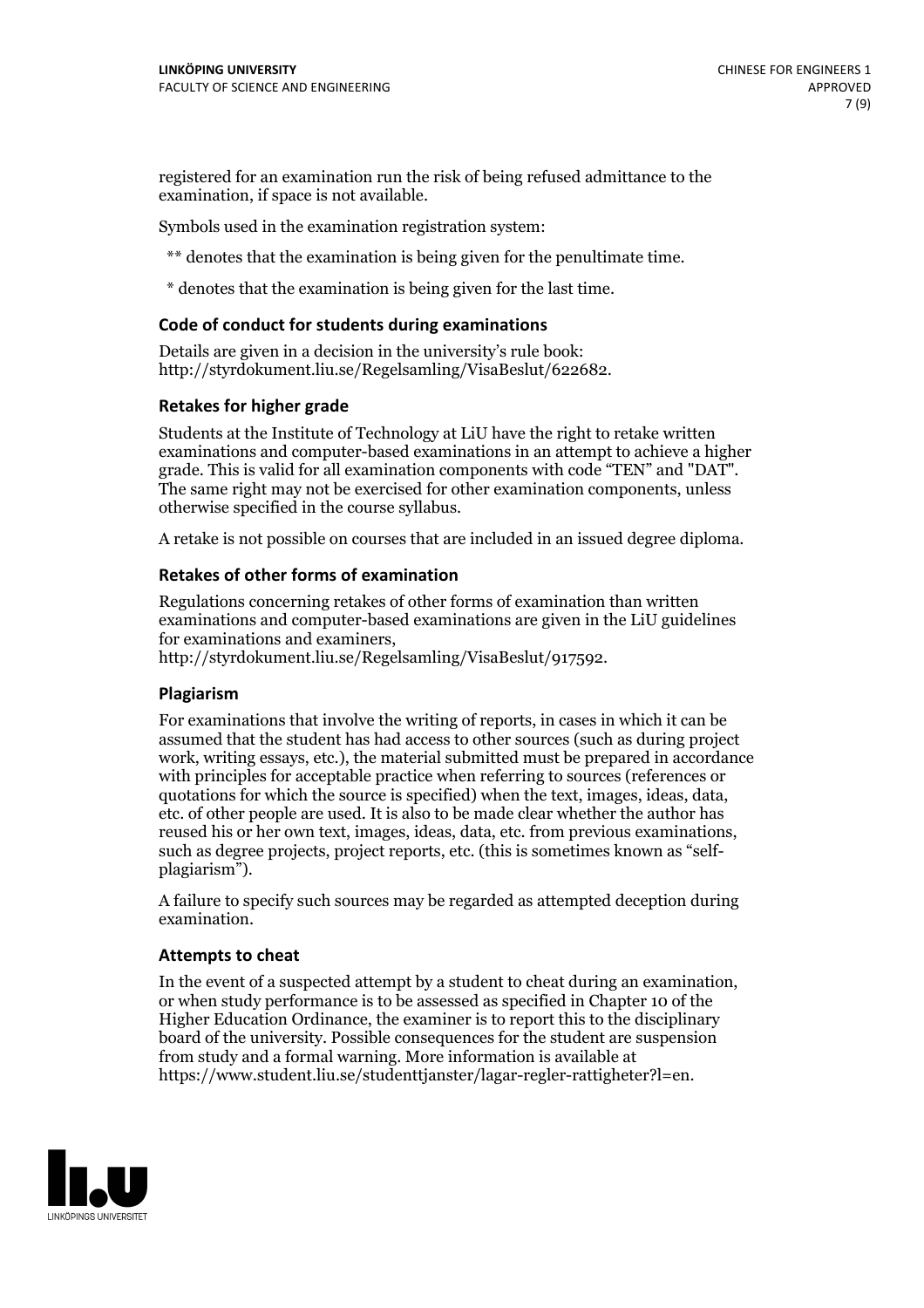registered for an examination run the risk of being refused admittance to the examination, if space is not available.

Symbols used in the examination registration system:

** denotes that the examination is being given for the penultimate time.

* denotes that the examination is being given for the last time.

### Code of conduct for students during examinations

Details are given in a decision in the university's rule book: http://styrdokument.liu.se/Regelsamling/VisaBeslut/622682.

### Retakes for higher grade

Students at the Institute of Technology at LiU have the right to retake written examinations and computer-based examinations in an attempt to achieve a higher grade. This is valid for all examination components with code "TEN" and "DAT". The same right may not be exercised for other examination components, unless otherwise specified in the course syllabus.

A retake is not possible on courses that are included in an issued degree diploma.

### Retakes of other forms of examination

Regulations concerning retakes of other forms of examination than written examinations and computer-based examinations are given in the LiU guidelines for examinations and examiners, http://styrdokument.liu.se/Regelsamling/VisaBeslut/917592.

### Plagiarism

For examinations that involve the writing of reports, in cases in which it can be assumed that the student has had access to other sources (such as during project work, writing essays, etc.), the material submitted must be prepared in accordance with principles for acceptable practice when referring to sources (references or quotations for which the source is specified) when the text, images, ideas, data, etc. of other people are used. It is also to be made clear whether the author has reused his or her own text, images, ideas, data, etc. from previous examinations, such as degree projects, project reports, etc. (this is sometimes known as "self-plagiarism").

A failure to specify such sources may be regarded as attempted deception during examination.

### Attempts to cheat

In the event of a suspected attempt by a student to cheat during an examination, or when study performance is to be assessed as specified in Chapter 10 of the Higher Education Ordinance, the examiner is to report this to the disciplinary board of the university. Possible consequences for the student are suspension from study and a formal warning. More information is available at https://www.student.liu.se/studenttjanster/lagar-regler-rattigheter?l=en.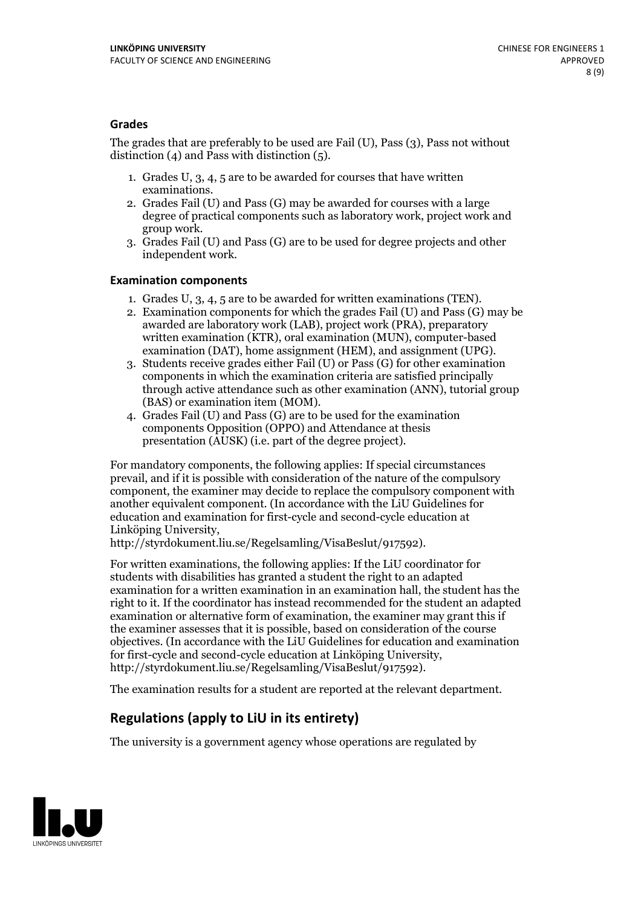### Grades

The grades that are preferably to be used are Fail (U), Pass (3), Pass not without distinction (4) and Pass with distinction (5).

1. Grades U, 3, 4, 5 are to be awarded for courses that have written examinations.
2. Grades Fail (U) and Pass (G) may be awarded for courses with a large degree of practical components such as laboratory work, project work and group work.
3. Grades Fail (U) and Pass (G) are to be used for degree projects and other independent work.

### Examination components

1. Grades U, 3, 4, 5 are to be awarded for written examinations (TEN).
2. Examination components for which the grades Fail (U) and Pass (G) may be awarded are laboratory work (LAB), project work (PRA), preparatory written examination (KTR), oral examination (MUN), computer-based examination (DAT), home assignment (HEM), and assignment (UPG).
3. Students receive grades either Fail (U) or Pass (G) for other examination components in which the examination criteria are satisfied principally through active attendance such as other examination (ANN), tutorial group (BAS) or examination item (MOM).
4. Grades Fail (U) and Pass (G) are to be used for the examination components Opposition (OPPO) and Attendance at thesis presentation (AUSK) (i.e. part of the degree project).

For mandatory components, the following applies: If special circumstances prevail, and if it is possible with consideration of the nature of the compulsory component, the examiner may decide to replace the compulsory component with another equivalent component. (In accordance with the LiU Guidelines for education and examination for first-cycle and second-cycle education at Linköping University, http://styrdokument.liu.se/Regelsamling/VisaBeslut/917592).

For written examinations, the following applies: If the LiU coordinator for students with disabilities has granted a student the right to an adapted examination for a written examination in an examination hall, the student has the right to it. If the coordinator has instead recommended for the student an adapted examination or alternative form of examination, the examiner may grant this if the examiner assesses that it is possible, based on consideration of the course objectives. (In accordance with the LiU Guidelines for education and examination for first-cycle and second-cycle education at Linköping University, http://styrdokument.liu.se/Regelsamling/VisaBeslut/917592).

The examination results for a student are reported at the relevant department.

## Regulations (apply to LiU in its entirety)

The university is a government agency whose operations are regulated by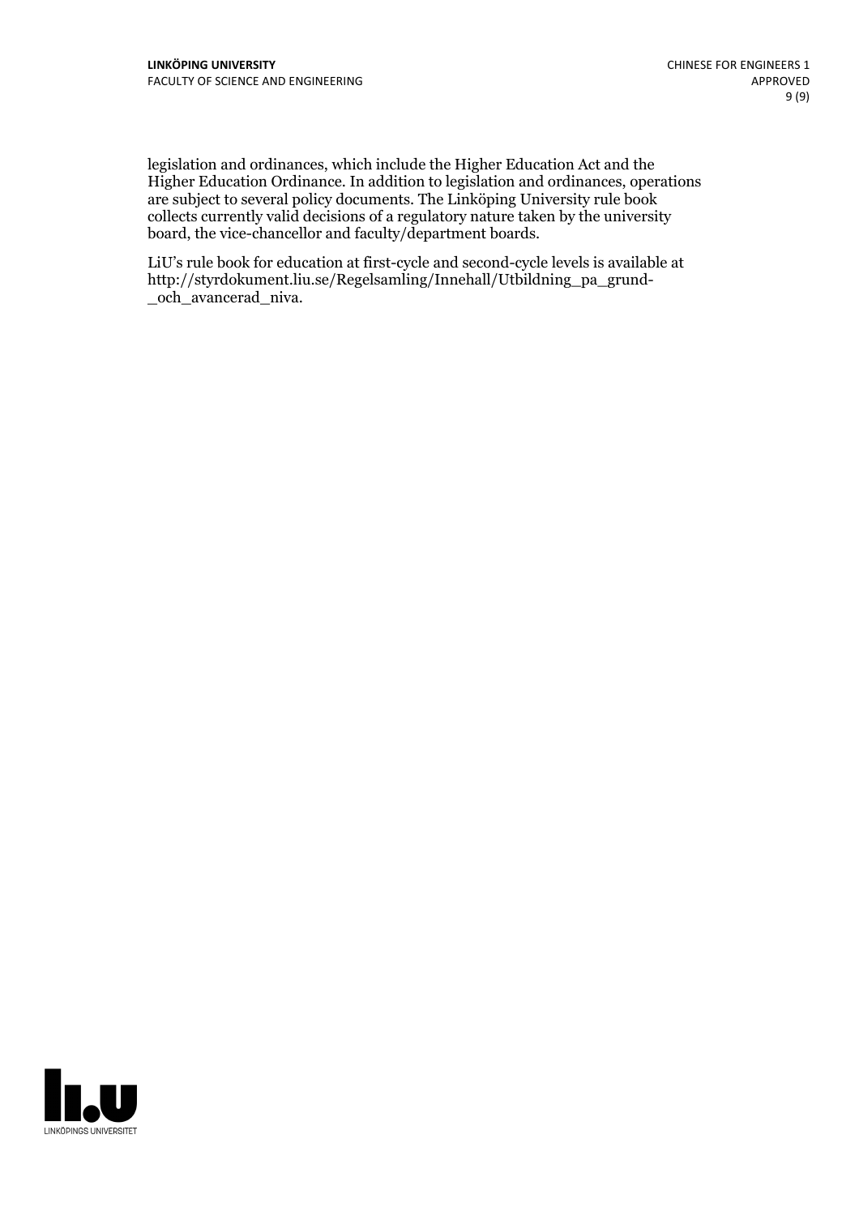legislation and ordinances, which include the Higher Education Act and the Higher Education Ordinance. In addition to legislation and ordinances, operations are subject to several policy documents. The Linköping University rule book collects currently valid decisions of a regulatory nature taken by the university board, the vice-chancellor and faculty/department boards.

LiU's rule book for education at first-cycle and second-cycle levels is available at http://styrdokument.liu.se/Regelsamling/Innehall/Utbildning_pa_grund-_och_avancerad_niva.